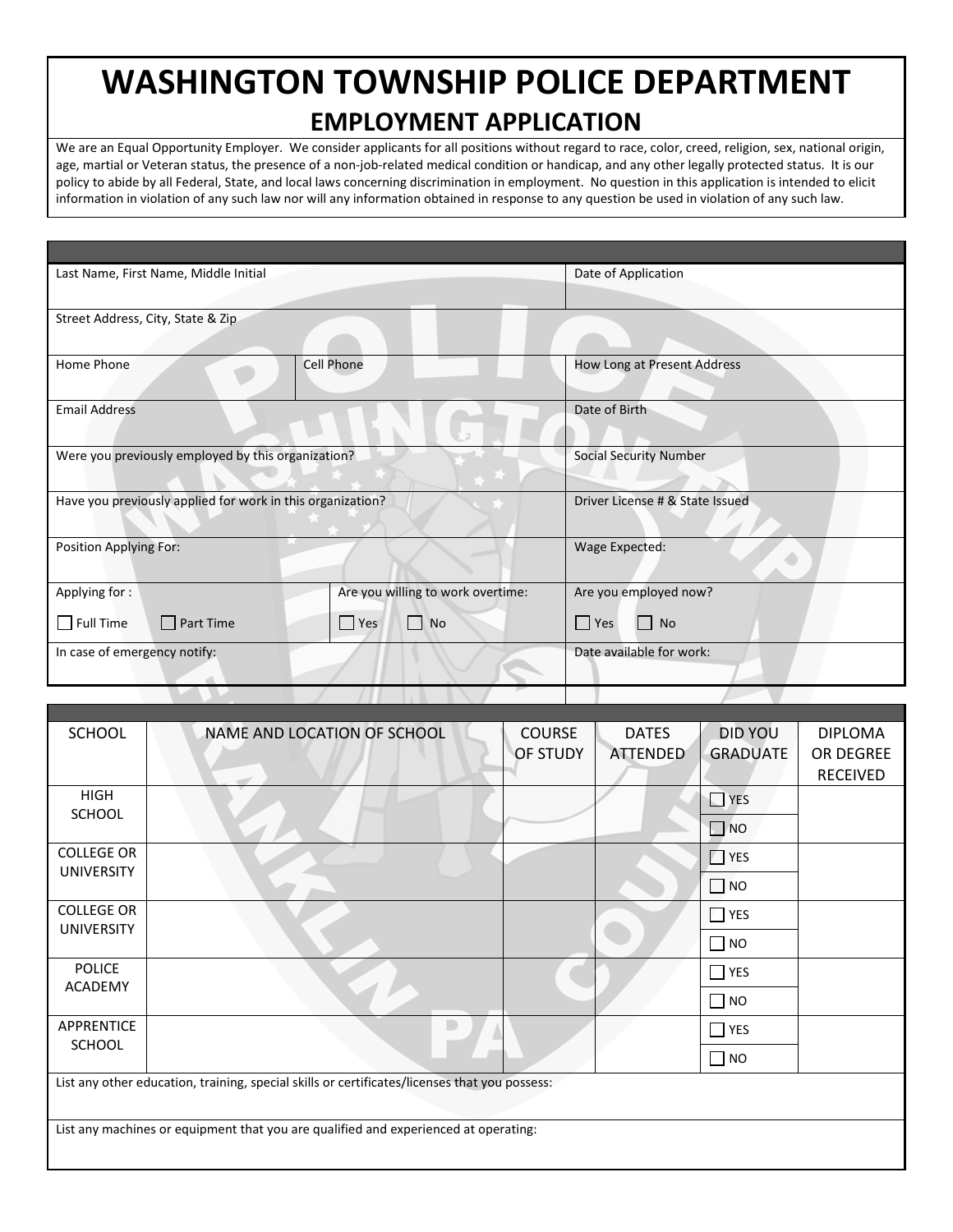# WASHINGTON TOWNSHIP POLICE DEPARTMENT

## EMPLOYMENT APPLICATION

We are an Equal Opportunity Employer. We consider applicants for all positions without regard to race, color, creed, religion, sex, national origin, age, martial or Veteran status, the presence of a non-job-related medical condition or handicap, and any other legally protected status. It is our policy to abide by all Federal, State, and local laws concerning discrimination in employment. No question in this application is intended to elicit information in violation of any such law nor will any information obtained in response to any question be used in violation of any such law.

| | | |
|---|---|---|
| Last Name, First Name, Middle Initial | | Date of Application |
| Street Address, City, State & Zip | | |
| Home Phone | Cell Phone | How Long at Present Address |
| Email Address | | Date of Birth |
| Were you previously employed by this organization? | | Social Security Number |
| Have you previously applied for work in this organization? | | Driver License # & State Issued |
| Position Applying For: | | Wage Expected: |
| Applying for : ☐ Full Time ☐ Part Time | Are you willing to work overtime: ☐ Yes ☐ No | Are you employed now? ☐ Yes ☐ No |
| In case of emergency notify: | | Date available for work: |

| SCHOOL | NAME AND LOCATION OF SCHOOL | COURSE OF STUDY | DATES ATTENDED | DID YOU GRADUATE | DIPLOMA OR DEGREE RECEIVED |
|---|---|---|---|---|---|
| HIGH SCHOOL | | | | ☐ YES ☐ NO | |
| COLLEGE OR UNIVERSITY | | | | ☐ YES ☐ NO | |
| COLLEGE OR UNIVERSITY | | | | ☐ YES ☐ NO | |
| POLICE ACADEMY | | | | ☐ YES ☐ NO | |
| APPRENTICE SCHOOL | | | | ☐ YES ☐ NO | |

List any other education, training, special skills or certificates/licenses that you possess:

List any machines or equipment that you are qualified and experienced at operating: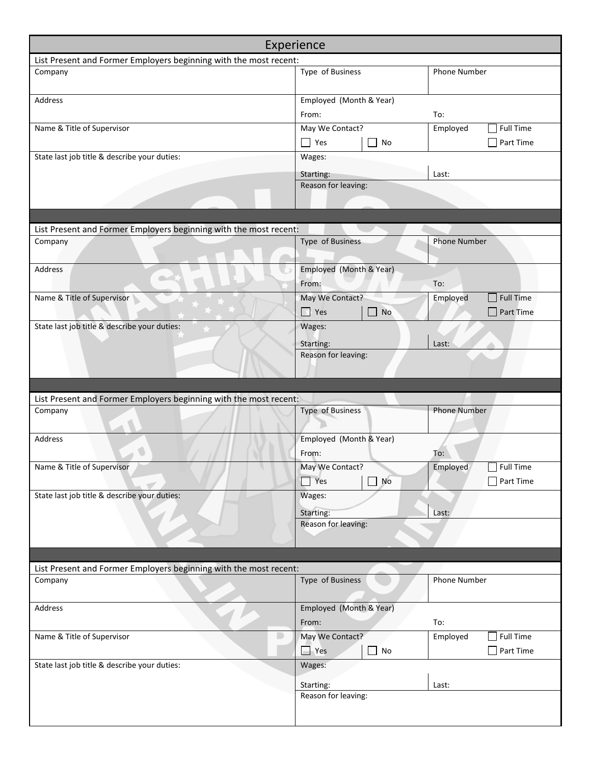## Experience

List Present and Former Employers beginning with the most recent:

| Company | Type of Business | Phone Number |
| --- | --- | --- |
| Address | Employed (Month & Year) From: | To: |
| Name & Title of Supervisor | May We Contact? ☐ Yes ☐ No | Employed ☐ Full Time ☐ Part Time |
| State last job title & describe your duties: | Wages: Starting: | Last: |
| | Reason for leaving: | |

List Present and Former Employers beginning with the most recent:

| Company | Type of Business | Phone Number |
| --- | --- | --- |
| Address | Employed (Month & Year) From: | To: |
| Name & Title of Supervisor | May We Contact? ☐ Yes ☐ No | Employed ☐ Full Time ☐ Part Time |
| State last job title & describe your duties: | Wages: Starting: | Last: |
| | Reason for leaving: | |

List Present and Former Employers beginning with the most recent:

| Company | Type of Business | Phone Number |
| --- | --- | --- |
| Address | Employed (Month & Year) From: | To: |
| Name & Title of Supervisor | May We Contact? ☐ Yes ☐ No | Employed ☐ Full Time ☐ Part Time |
| State last job title & describe your duties: | Wages: Starting: | Last: |
| | Reason for leaving: | |

List Present and Former Employers beginning with the most recent:

| Company | Type of Business | Phone Number |
| --- | --- | --- |
| Address | Employed (Month & Year) From: | To: |
| Name & Title of Supervisor | May We Contact? ☐ Yes ☐ No | Employed ☐ Full Time ☐ Part Time |
| State last job title & describe your duties: | Wages: Starting: | Last: |
| | Reason for leaving: | |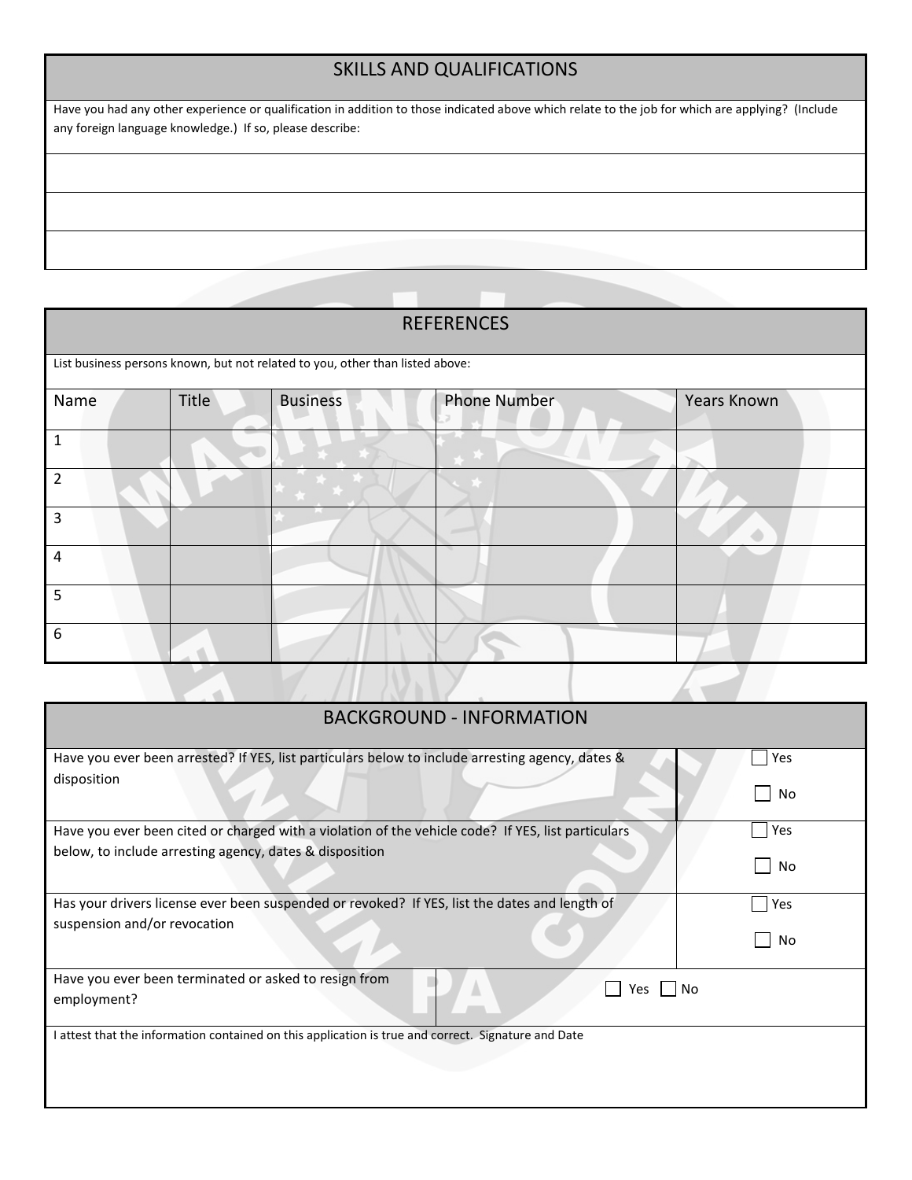## SKILLS AND QUALIFICATIONS

Have you had any other experience or qualification in addition to those indicated above which relate to the job for which are applying? (Include any foreign language knowledge.) If so, please describe:

## REFERENCES

List business persons known, but not related to you, other than listed above:

| Name | Title | Business | Phone Number | Years Known |
|---|---|---|---|---|
| 1 | | | | |
| 2 | | | | |
| 3 | | | | |
| 4 | | | | |
| 5 | | | | |
| 6 | | | | |

## BACKGROUND - INFORMATION

| | |
|---|---|
| Have you ever been arrested? If YES, list particulars below to include arresting agency, dates & disposition | ☐ Yes ☐ No |
| Have you ever been cited or charged with a violation of the vehicle code? If YES, list particulars below, to include arresting agency, dates & disposition | ☐ Yes ☐ No |
| Has your drivers license ever been suspended or revoked? If YES, list the dates and length of suspension and/or revocation | ☐ Yes ☐ No |
| Have you ever been terminated or asked to resign from employment? | ☐ Yes ☐ No |

I attest that the information contained on this application is true and correct. Signature and Date